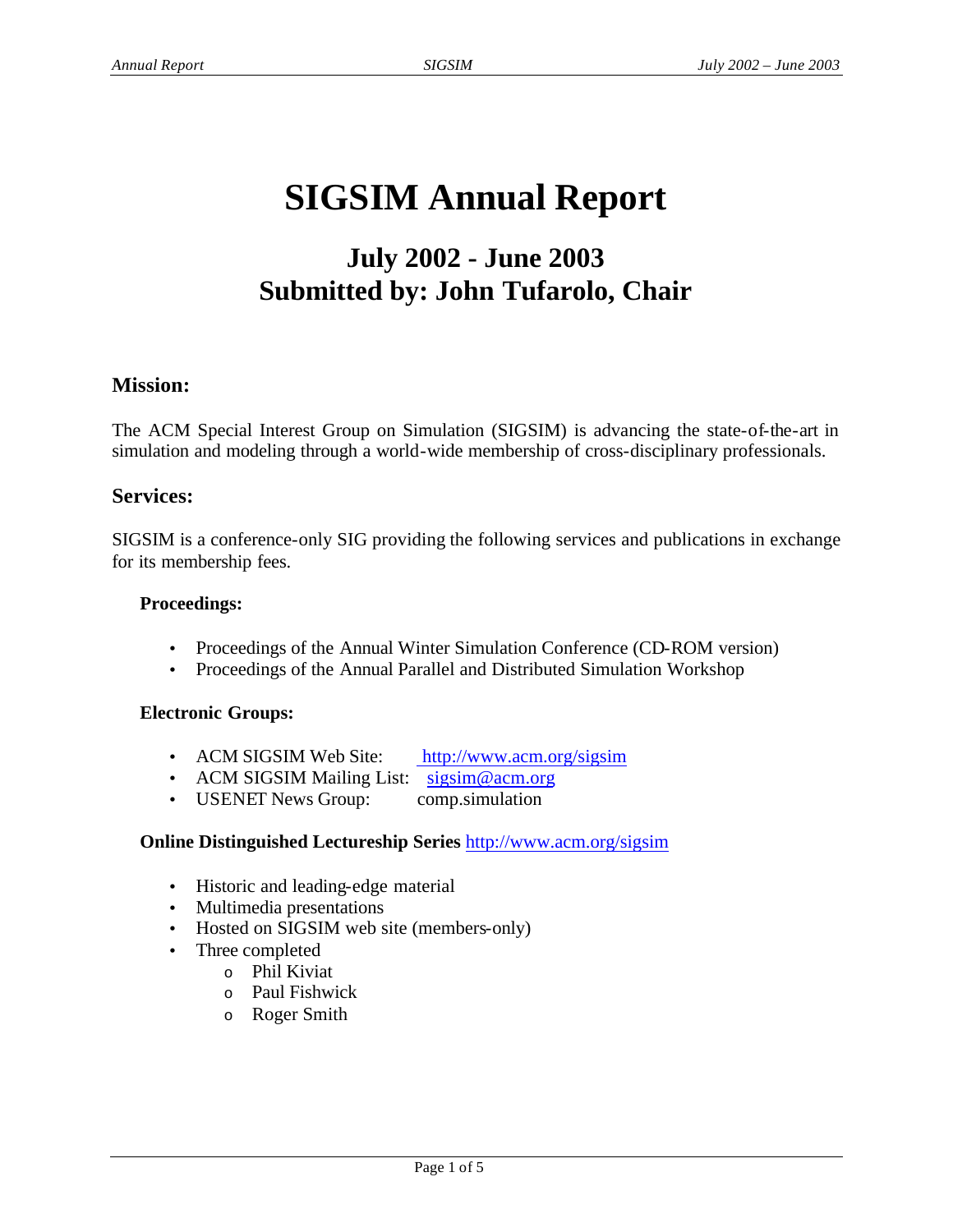# SIGSIM Annual Report

## July 2002 - June 2003
## Submitted by: John Tufarolo, Chair

### Mission:

The ACM Special Interest Group on Simulation (SIGSIM) is advancing the state-of-the-art in simulation and modeling through a world-wide membership of cross-disciplinary professionals.

### Services:

SIGSIM is a conference-only SIG providing the following services and publications in exchange for its membership fees.

**Proceedings:**

- Proceedings of the Annual Winter Simulation Conference (CD-ROM version)
- Proceedings of the Annual Parallel and Distributed Simulation Workshop

**Electronic Groups:**

- ACM SIGSIM Web Site: http://www.acm.org/sigsim
- ACM SIGSIM Mailing List: sigsim@acm.org
- USENET News Group: comp.simulation

**Online Distinguished Lectureship Series** http://www.acm.org/sigsim

- Historic and leading-edge material
- Multimedia presentations
- Hosted on SIGSIM web site (members-only)
- Three completed
  - Phil Kiviat
  - Paul Fishwick
  - Roger Smith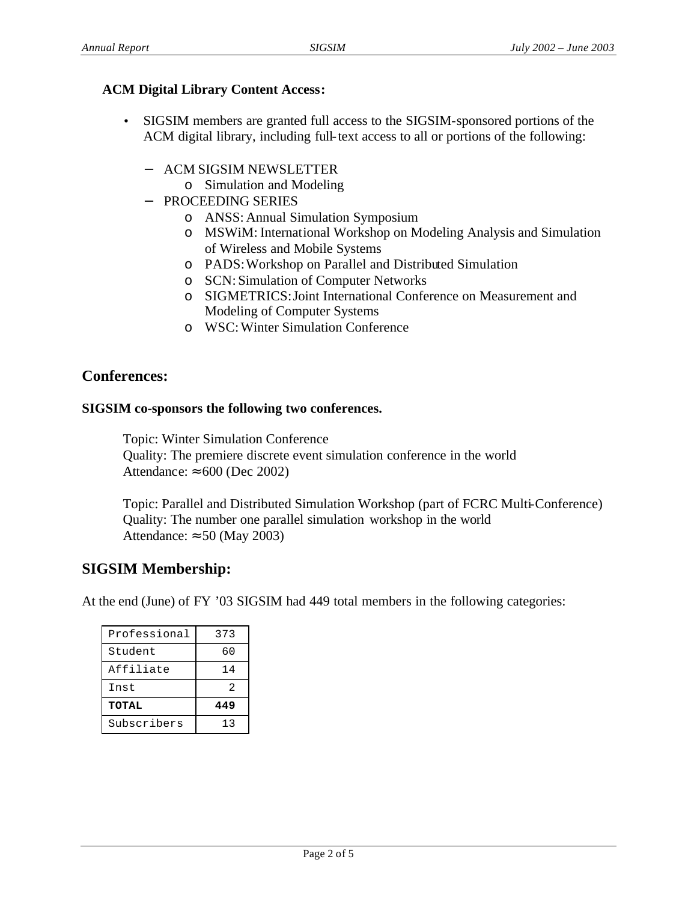**ACM Digital Library Content Access:**

- SIGSIM members are granted full access to the SIGSIM-sponsored portions of the ACM digital library, including full-text access to all or portions of the following:
  - ACM SIGSIM NEWSLETTER
    - Simulation and Modeling
  - PROCEEDING SERIES
    - ANSS: Annual Simulation Symposium
    - MSWiM: International Workshop on Modeling Analysis and Simulation of Wireless and Mobile Systems
    - PADS: Workshop on Parallel and Distributed Simulation
    - SCN: Simulation of Computer Networks
    - SIGMETRICS: Joint International Conference on Measurement and Modeling of Computer Systems
    - WSC: Winter Simulation Conference

## Conferences:

**SIGSIM co-sponsors the following two conferences.**

Topic: Winter Simulation Conference
Quality: The premiere discrete event simulation conference in the world
Attendance: ≈ 600 (Dec 2002)

Topic: Parallel and Distributed Simulation Workshop (part of FCRC Multi-Conference)
Quality: The number one parallel simulation workshop in the world
Attendance: ≈ 50 (May 2003)

## SIGSIM Membership:

At the end (June) of FY '03 SIGSIM had 449 total members in the following categories:

| Category | Count |
|---|---|
| Professional | 373 |
| Student | 60 |
| Affiliate | 14 |
| Inst | 2 |
| **TOTAL** | **449** |
| Subscribers | 13 |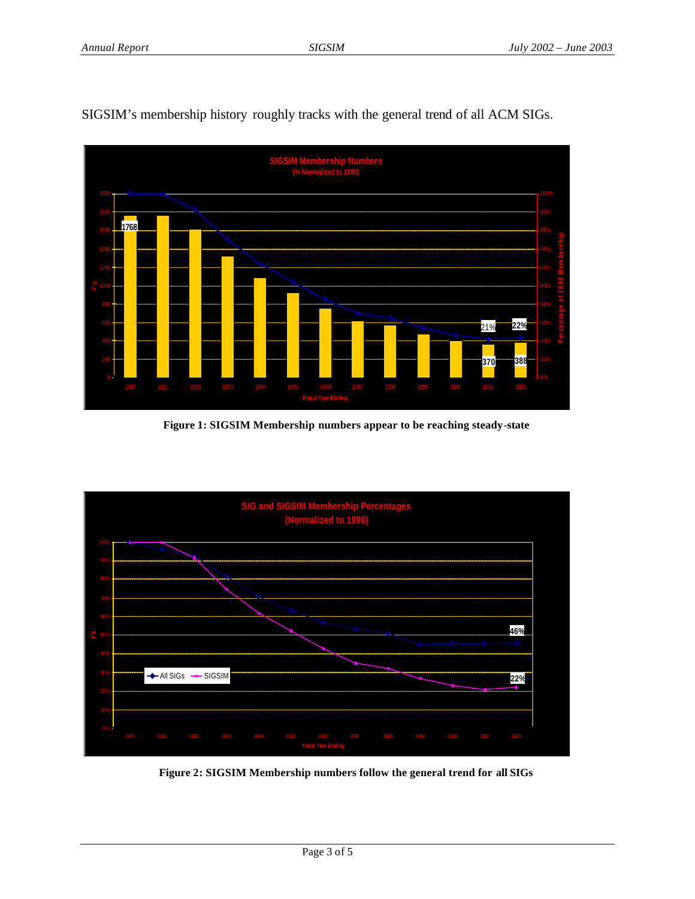SIGSIM's membership history roughly tracks with the general trend of all ACM SIGs.

**Figure 1: SIGSIM Membership numbers appear to be reaching steady-state**

**Figure 2: SIGSIM Membership numbers follow the general trend for all SIGs**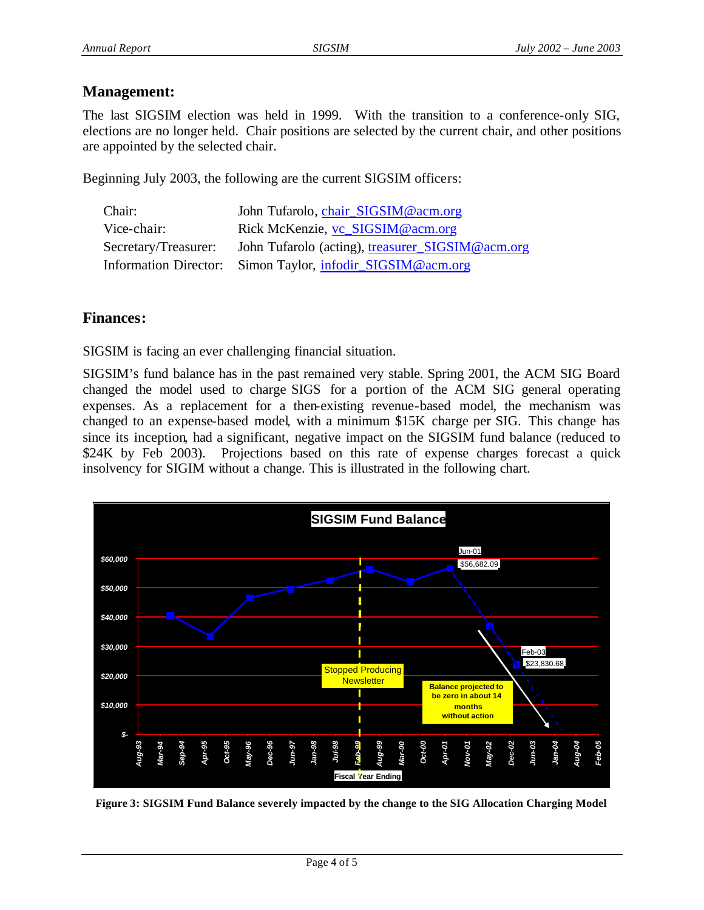## Management:

The last SIGSIM election was held in 1999. With the transition to a conference-only SIG, elections are no longer held. Chair positions are selected by the current chair, and other positions are appointed by the selected chair.

Beginning July 2003, the following are the current SIGSIM officers:

| | |
|---|---|
| Chair: | John Tufarolo, chair_SIGSIM@acm.org |
| Vice-chair: | Rick McKenzie, vc_SIGSIM@acm.org |
| Secretary/Treasurer: | John Tufarolo (acting), treasurer_SIGSIM@acm.org |
| Information Director: | Simon Taylor, infodir_SIGSIM@acm.org |

## Finances:

SIGSIM is facing an ever challenging financial situation.

SIGSIM's fund balance has in the past remained very stable. Spring 2001, the ACM SIG Board changed the model used to charge SIGS for a portion of the ACM SIG general operating expenses. As a replacement for a then-existing revenue-based model, the mechanism was changed to an expense-based model, with a minimum $15K charge per SIG. This change has since its inception, had a significant, negative impact on the SIGSIM fund balance (reduced to $24K by Feb 2003). Projections based on this rate of expense charges forecast a quick insolvency for SIGIM without a change. This is illustrated in the following chart.

**Figure 3: SIGSIM Fund Balance severely impacted by the change to the SIG Allocation Charging Model**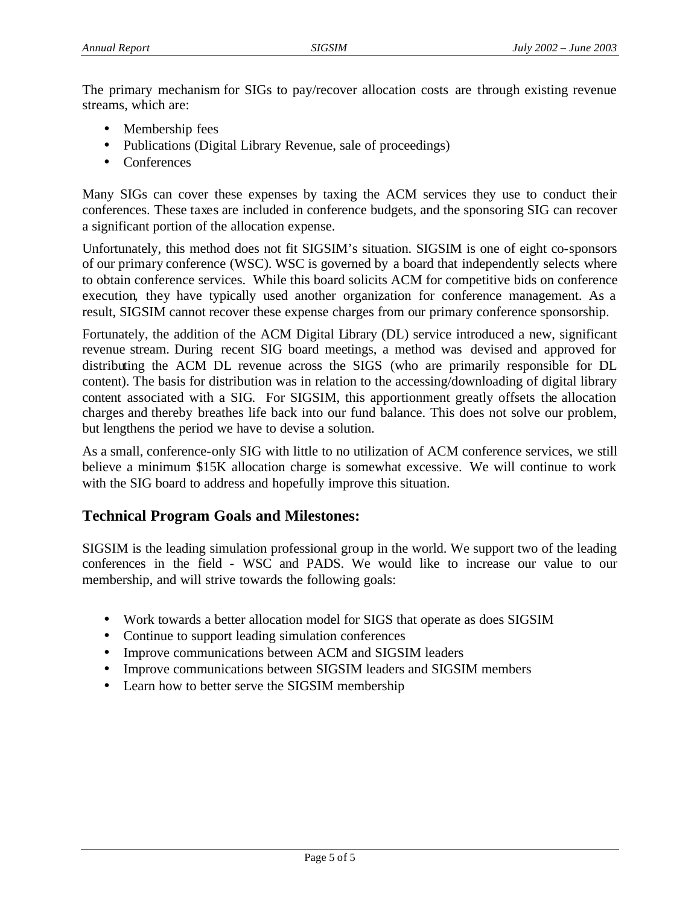The primary mechanism for SIGs to pay/recover allocation costs are through existing revenue streams, which are:

- Membership fees
- Publications (Digital Library Revenue, sale of proceedings)
- Conferences

Many SIGs can cover these expenses by taxing the ACM services they use to conduct their conferences. These taxes are included in conference budgets, and the sponsoring SIG can recover a significant portion of the allocation expense.

Unfortunately, this method does not fit SIGSIM's situation. SIGSIM is one of eight co-sponsors of our primary conference (WSC). WSC is governed by a board that independently selects where to obtain conference services. While this board solicits ACM for competitive bids on conference execution, they have typically used another organization for conference management. As a result, SIGSIM cannot recover these expense charges from our primary conference sponsorship.

Fortunately, the addition of the ACM Digital Library (DL) service introduced a new, significant revenue stream. During recent SIG board meetings, a method was devised and approved for distributing the ACM DL revenue across the SIGS (who are primarily responsible for DL content). The basis for distribution was in relation to the accessing/downloading of digital library content associated with a SIG. For SIGSIM, this apportionment greatly offsets the allocation charges and thereby breathes life back into our fund balance. This does not solve our problem, but lengthens the period we have to devise a solution.

As a small, conference-only SIG with little to no utilization of ACM conference services, we still believe a minimum $15K allocation charge is somewhat excessive. We will continue to work with the SIG board to address and hopefully improve this situation.

## Technical Program Goals and Milestones:

SIGSIM is the leading simulation professional group in the world. We support two of the leading conferences in the field - WSC and PADS. We would like to increase our value to our membership, and will strive towards the following goals:

- Work towards a better allocation model for SIGS that operate as does SIGSIM
- Continue to support leading simulation conferences
- Improve communications between ACM and SIGSIM leaders
- Improve communications between SIGSIM leaders and SIGSIM members
- Learn how to better serve the SIGSIM membership